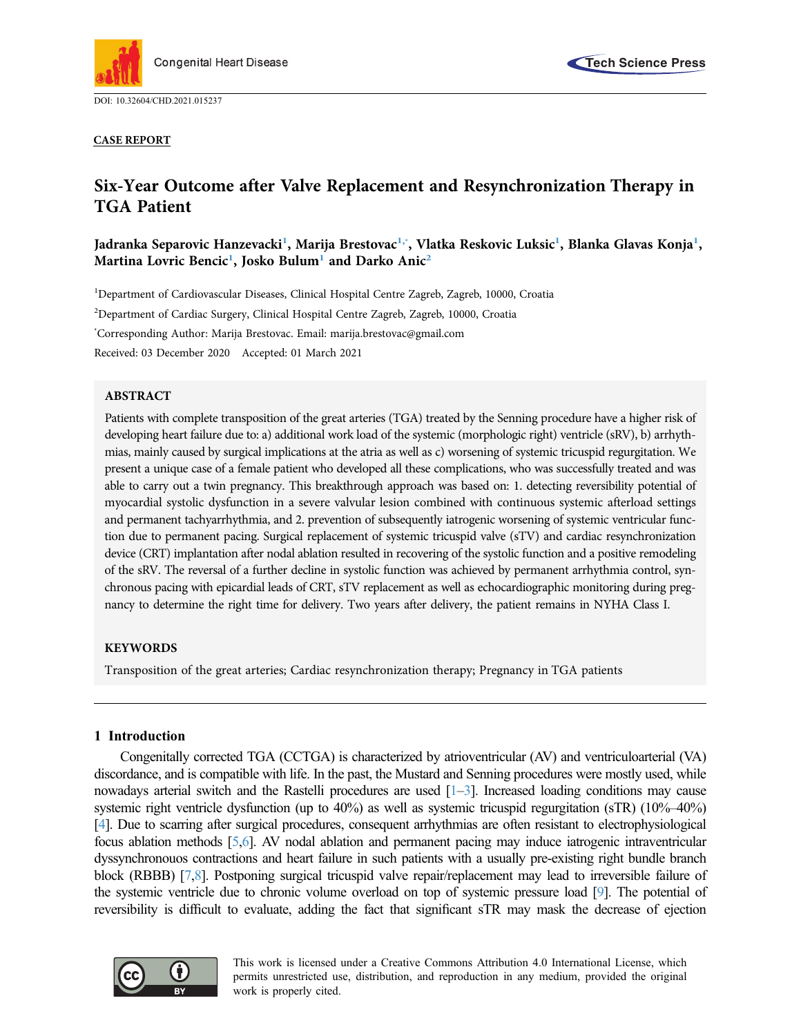DOI: 10.32604/CHD.2021.015237

**CASE REPORT**

# Six-Year Outcome after Valve Replacement and Resynchronization Therapy in TGA Patient

**Jadranka Separovic Hanzevacki[1], Marija Brestovac[1,*], Vlatka Reskovic Luksic[1], Blanka Glavas Konja[1], Martina Lovric Bencic[1], Josko Bulum[1] and Darko Anic[2]**

[1]Department of Cardiovascular Diseases, Clinical Hospital Centre Zagreb, Zagreb, 10000, Croatia

[2]Department of Cardiac Surgery, Clinical Hospital Centre Zagreb, Zagreb, 10000, Croatia

[*]Corresponding Author: Marija Brestovac. Email: marija.brestovac@gmail.com

Received: 03 December 2020 Accepted: 01 March 2021

## ABSTRACT

Patients with complete transposition of the great arteries (TGA) treated by the Senning procedure have a higher risk of developing heart failure due to: a) additional work load of the systemic (morphologic right) ventricle (sRV), b) arrhythmias, mainly caused by surgical implications at the atria as well as c) worsening of systemic tricuspid regurgitation. We present a unique case of a female patient who developed all these complications, who was successfully treated and was able to carry out a twin pregnancy. This breakthrough approach was based on: 1. detecting reversibility potential of myocardial systolic dysfunction in a severe valvular lesion combined with continuous systemic afterload settings and permanent tachyarrhythmia, and 2. prevention of subsequently iatrogenic worsening of systemic ventricular function due to permanent pacing. Surgical replacement of systemic tricuspid valve (sTV) and cardiac resynchronization device (CRT) implantation after nodal ablation resulted in recovering of the systolic function and a positive remodeling of the sRV. The reversal of a further decline in systolic function was achieved by permanent arrhythmia control, synchronous pacing with epicardial leads of CRT, sTV replacement as well as echocardiographic monitoring during pregnancy to determine the right time for delivery. Two years after delivery, the patient remains in NYHA Class I.

## KEYWORDS

Transposition of the great arteries; Cardiac resynchronization therapy; Pregnancy in TGA patients

## 1 Introduction

Congenitally corrected TGA (CCTGA) is characterized by atrioventricular (AV) and ventriculoarterial (VA) discordance, and is compatible with life. In the past, the Mustard and Senning procedures were mostly used, while nowadays arterial switch and the Rastelli procedures are used [1–3]. Increased loading conditions may cause systemic right ventricle dysfunction (up to 40%) as well as systemic tricuspid regurgitation (sTR) (10%–40%) [4]. Due to scarring after surgical procedures, consequent arrhythmias are often resistant to electrophysiological focus ablation methods [5,6]. AV nodal ablation and permanent pacing may induce iatrogenic intraventricular dyssynchronouos contractions and heart failure in such patients with a usually pre-existing right bundle branch block (RBBB) [7,8]. Postponing surgical tricuspid valve repair/replacement may lead to irreversible failure of the systemic ventricle due to chronic volume overload on top of systemic pressure load [9]. The potential of reversibility is difficult to evaluate, adding the fact that significant sTR may mask the decrease of ejection

This work is licensed under a Creative Commons Attribution 4.0 International License, which permits unrestricted use, distribution, and reproduction in any medium, provided the original work is properly cited.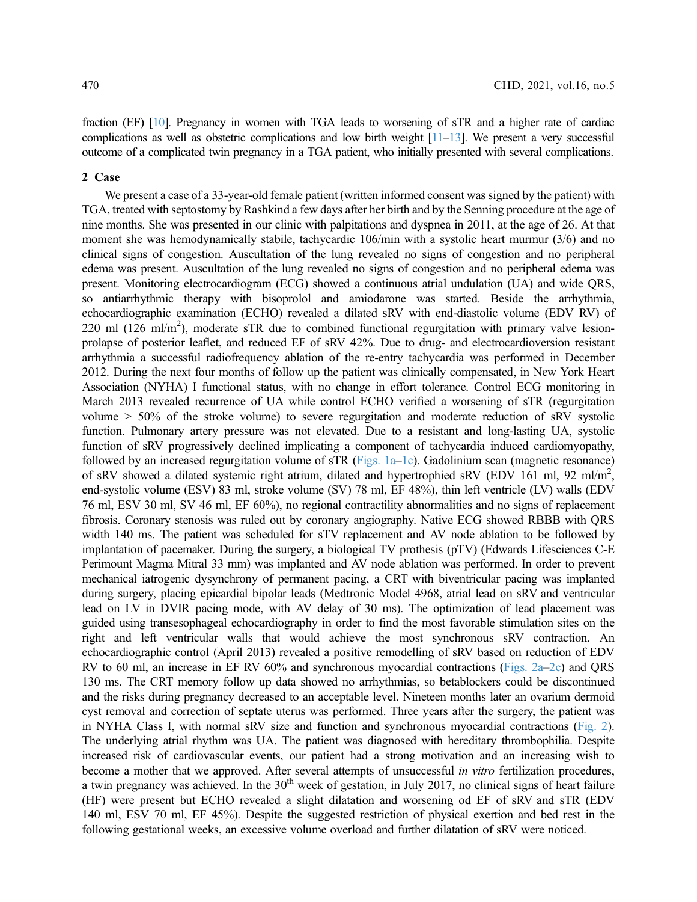fraction (EF) [10]. Pregnancy in women with TGA leads to worsening of sTR and a higher rate of cardiac complications as well as obstetric complications and low birth weight [11–13]. We present a very successful outcome of a complicated twin pregnancy in a TGA patient, who initially presented with several complications.

## 2 Case

We present a case of a 33-year-old female patient (written informed consent was signed by the patient) with TGA, treated with septostomy by Rashkind a few days after her birth and by the Senning procedure at the age of nine months. She was presented in our clinic with palpitations and dyspnea in 2011, at the age of 26. At that moment she was hemodynamically stabile, tachycardic 106/min with a systolic heart murmur (3/6) and no clinical signs of congestion. Auscultation of the lung revealed no signs of congestion and no peripheral edema was present. Auscultation of the lung revealed no signs of congestion and no peripheral edema was present. Monitoring electrocardiogram (ECG) showed a continuous atrial undulation (UA) and wide QRS, so antiarrhythmic therapy with bisoprolol and amiodarone was started. Beside the arrhythmia, echocardiographic examination (ECHO) revealed a dilated sRV with end-diastolic volume (EDV RV) of 220 ml (126 ml/m$^2$), moderate sTR due to combined functional regurgitation with primary valve lesion-prolapse of posterior leaflet, and reduced EF of sRV 42%. Due to drug- and electrocardioversion resistant arrhythmia a successful radiofrequency ablation of the re-entry tachycardia was performed in December 2012. During the next four months of follow up the patient was clinically compensated, in New York Heart Association (NYHA) I functional status, with no change in effort tolerance. Control ECG monitoring in March 2013 revealed recurrence of UA while control ECHO verified a worsening of sTR (regurgitation volume > 50% of the stroke volume) to severe regurgitation and moderate reduction of sRV systolic function. Pulmonary artery pressure was not elevated. Due to a resistant and long-lasting UA, systolic function of sRV progressively declined implicating a component of tachycardia induced cardiomyopathy, followed by an increased regurgitation volume of sTR (Figs. 1a–1c). Gadolinium scan (magnetic resonance) of sRV showed a dilated systemic right atrium, dilated and hypertrophied sRV (EDV 161 ml, 92 ml/m$^2$, end-systolic volume (ESV) 83 ml, stroke volume (SV) 78 ml, EF 48%), thin left ventricle (LV) walls (EDV 76 ml, ESV 30 ml, SV 46 ml, EF 60%), no regional contractility abnormalities and no signs of replacement fibrosis. Coronary stenosis was ruled out by coronary angiography. Native ECG showed RBBB with QRS width 140 ms. The patient was scheduled for sTV replacement and AV node ablation to be followed by implantation of pacemaker. During the surgery, a biological TV prothesis (pTV) (Edwards Lifesciences C-E Perimount Magma Mitral 33 mm) was implanted and AV node ablation was performed. In order to prevent mechanical iatrogenic dysynchrony of permanent pacing, a CRT with biventricular pacing was implanted during surgery, placing epicardial bipolar leads (Medtronic Model 4968, atrial lead on sRV and ventricular lead on LV in DVIR pacing mode, with AV delay of 30 ms). The optimization of lead placement was guided using transesophageal echocardiography in order to find the most favorable stimulation sites on the right and left ventricular walls that would achieve the most synchronous sRV contraction. An echocardiographic control (April 2013) revealed a positive remodelling of sRV based on reduction of EDV RV to 60 ml, an increase in EF RV 60% and synchronous myocardial contractions (Figs. 2a–2c) and QRS 130 ms. The CRT memory follow up data showed no arrhythmias, so betablockers could be discontinued and the risks during pregnancy decreased to an acceptable level. Nineteen months later an ovarium dermoid cyst removal and correction of septate uterus was performed. Three years after the surgery, the patient was in NYHA Class I, with normal sRV size and function and synchronous myocardial contractions (Fig. 2). The underlying atrial rhythm was UA. The patient was diagnosed with hereditary thrombophilia. Despite increased risk of cardiovascular events, our patient had a strong motivation and an increasing wish to become a mother that we approved. After several attempts of unsuccessful *in vitro* fertilization procedures, a twin pregnancy was achieved. In the 30$^{th}$ week of gestation, in July 2017, no clinical signs of heart failure (HF) were present but ECHO revealed a slight dilatation and worsening od EF of sRV and sTR (EDV 140 ml, ESV 70 ml, EF 45%). Despite the suggested restriction of physical exertion and bed rest in the following gestational weeks, an excessive volume overload and further dilatation of sRV were noticed.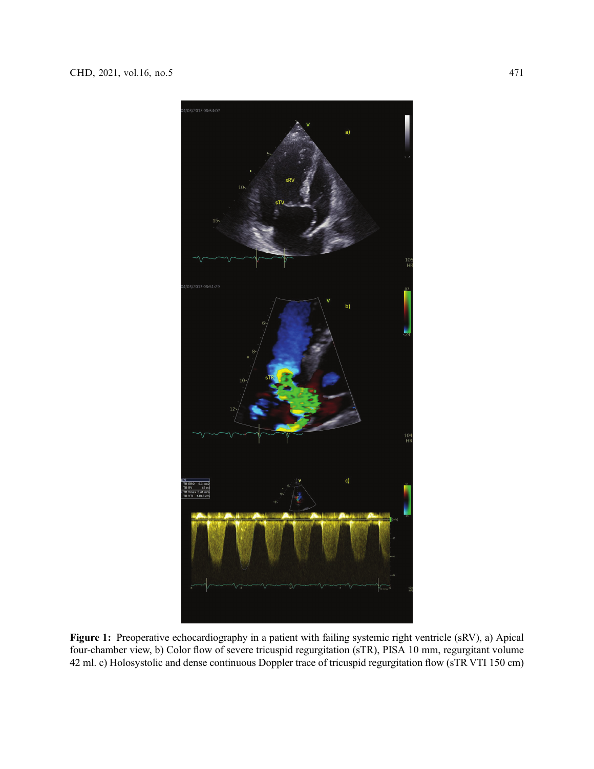**Figure 1:** Preoperative echocardiography in a patient with failing systemic right ventricle (sRV), a) Apical four-chamber view, b) Color flow of severe tricuspid regurgitation (sTR), PISA 10 mm, regurgitant volume 42 ml. c) Holosystolic and dense continuous Doppler trace of tricuspid regurgitation flow (sTR VTI 150 cm)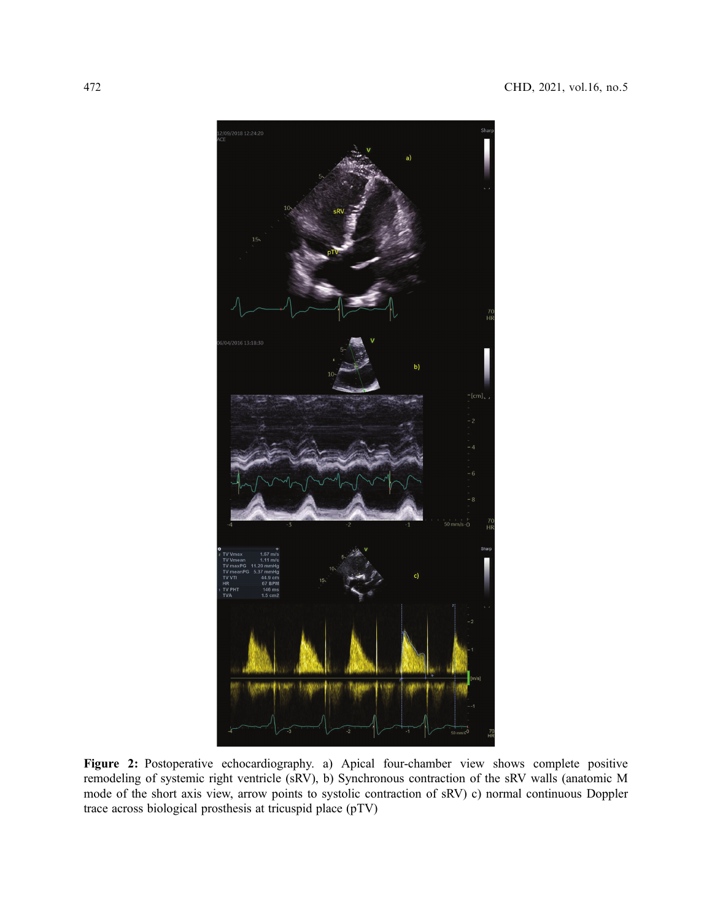**Figure 2:** Postoperative echocardiography. a) Apical four-chamber view shows complete positive remodeling of systemic right ventricle (sRV), b) Synchronous contraction of the sRV walls (anatomic M mode of the short axis view, arrow points to systolic contraction of sRV) c) normal continuous Doppler trace across biological prosthesis at tricuspid place (pTV)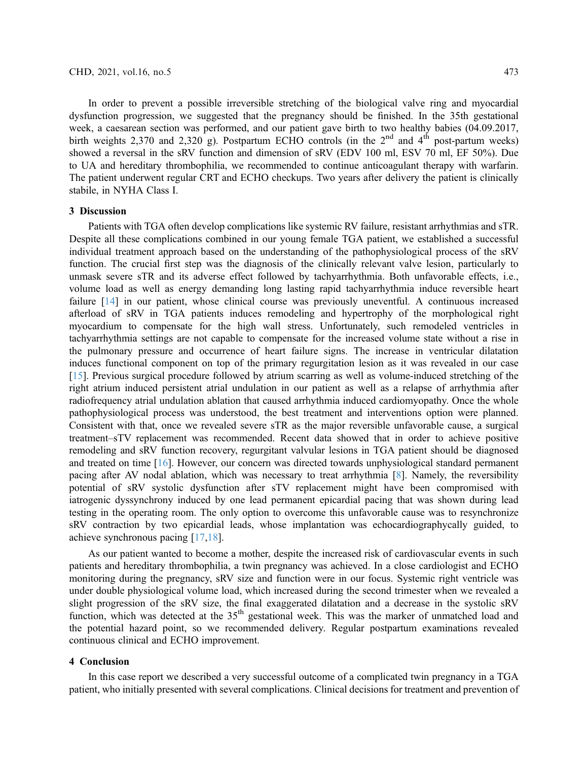In order to prevent a possible irreversible stretching of the biological valve ring and myocardial dysfunction progression, we suggested that the pregnancy should be finished. In the 35th gestational week, a caesarean section was performed, and our patient gave birth to two healthy babies (04.09.2017, birth weights 2,370 and 2,320 g). Postpartum ECHO controls (in the 2nd and 4th post-partum weeks) showed a reversal in the sRV function and dimension of sRV (EDV 100 ml, ESV 70 ml, EF 50%). Due to UA and hereditary thrombophilia, we recommended to continue anticoagulant therapy with warfarin. The patient underwent regular CRT and ECHO checkups. Two years after delivery the patient is clinically stabile, in NYHA Class I.

## 3 Discussion

Patients with TGA often develop complications like systemic RV failure, resistant arrhythmias and sTR. Despite all these complications combined in our young female TGA patient, we established a successful individual treatment approach based on the understanding of the pathophysiological process of the sRV function. The crucial first step was the diagnosis of the clinically relevant valve lesion, particularly to unmask severe sTR and its adverse effect followed by tachyarrhythmia. Both unfavorable effects, i.e., volume load as well as energy demanding long lasting rapid tachyarrhythmia induce reversible heart failure [14] in our patient, whose clinical course was previously uneventful. A continuous increased afterload of sRV in TGA patients induces remodeling and hypertrophy of the morphological right myocardium to compensate for the high wall stress. Unfortunately, such remodeled ventricles in tachyarrhythmia settings are not capable to compensate for the increased volume state without a rise in the pulmonary pressure and occurrence of heart failure signs. The increase in ventricular dilatation induces functional component on top of the primary regurgitation lesion as it was revealed in our case [15]. Previous surgical procedure followed by atrium scarring as well as volume-induced stretching of the right atrium induced persistent atrial undulation in our patient as well as a relapse of arrhythmia after radiofrequency atrial undulation ablation that caused arrhythmia induced cardiomyopathy. Once the whole pathophysiological process was understood, the best treatment and interventions option were planned. Consistent with that, once we revealed severe sTR as the major reversible unfavorable cause, a surgical treatment–sTV replacement was recommended. Recent data showed that in order to achieve positive remodeling and sRV function recovery, regurgitant valvular lesions in TGA patient should be diagnosed and treated on time [16]. However, our concern was directed towards unphysiological standard permanent pacing after AV nodal ablation, which was necessary to treat arrhythmia [8]. Namely, the reversibility potential of sRV systolic dysfunction after sTV replacement might have been compromised with iatrogenic dyssynchrony induced by one lead permanent epicardial pacing that was shown during lead testing in the operating room. The only option to overcome this unfavorable cause was to resynchronize sRV contraction by two epicardial leads, whose implantation was echocardiographycally guided, to achieve synchronous pacing [17,18].

As our patient wanted to become a mother, despite the increased risk of cardiovascular events in such patients and hereditary thrombophilia, a twin pregnancy was achieved. In a close cardiologist and ECHO monitoring during the pregnancy, sRV size and function were in our focus. Systemic right ventricle was under double physiological volume load, which increased during the second trimester when we revealed a slight progression of the sRV size, the final exaggerated dilatation and a decrease in the systolic sRV function, which was detected at the 35th gestational week. This was the marker of unmatched load and the potential hazard point, so we recommended delivery. Regular postpartum examinations revealed continuous clinical and ECHO improvement.

## 4 Conclusion

In this case report we described a very successful outcome of a complicated twin pregnancy in a TGA patient, who initially presented with several complications. Clinical decisions for treatment and prevention of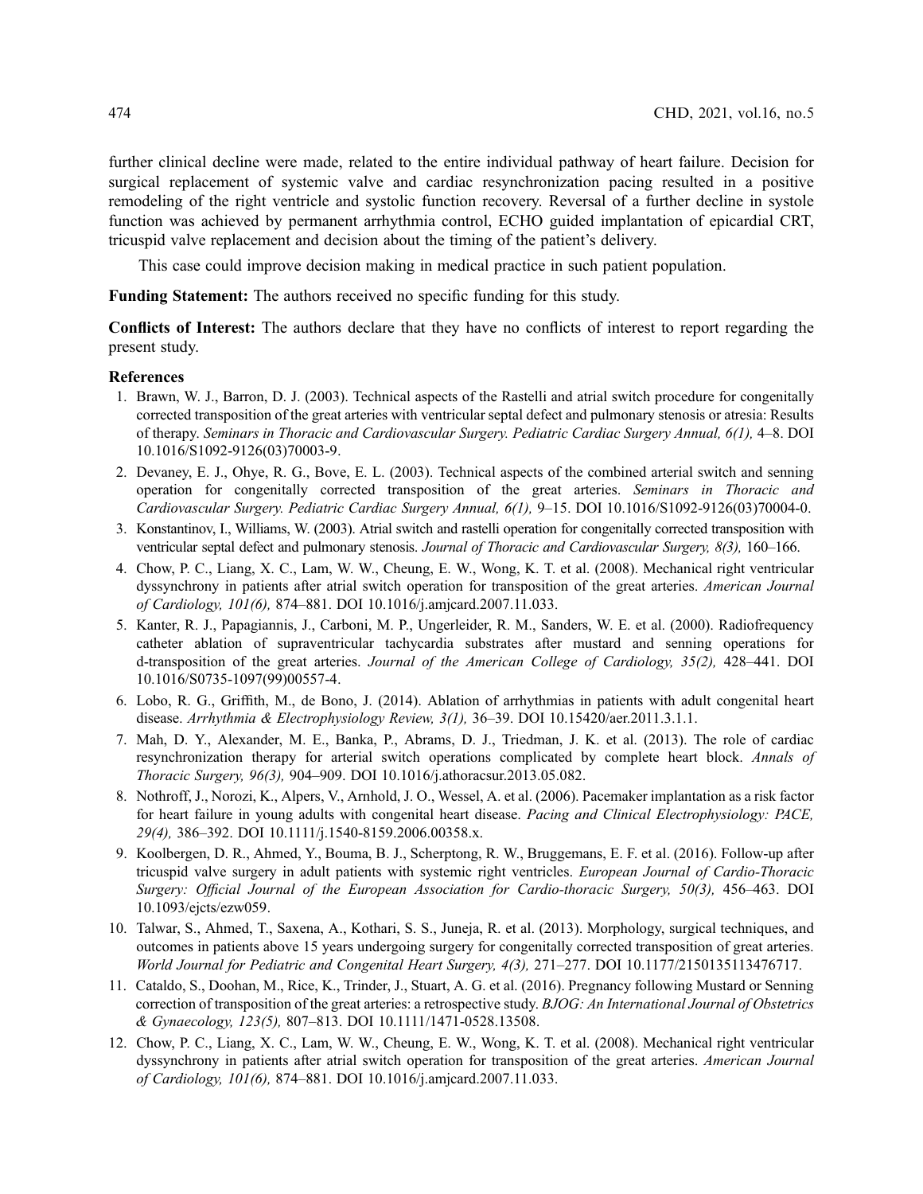further clinical decline were made, related to the entire individual pathway of heart failure. Decision for surgical replacement of systemic valve and cardiac resynchronization pacing resulted in a positive remodeling of the right ventricle and systolic function recovery. Reversal of a further decline in systole function was achieved by permanent arrhythmia control, ECHO guided implantation of epicardial CRT, tricuspid valve replacement and decision about the timing of the patient's delivery.

This case could improve decision making in medical practice in such patient population.

**Funding Statement:** The authors received no specific funding for this study.

**Conflicts of Interest:** The authors declare that they have no conflicts of interest to report regarding the present study.

## References

1. Brawn, W. J., Barron, D. J. (2003). Technical aspects of the Rastelli and atrial switch procedure for congenitally corrected transposition of the great arteries with ventricular septal defect and pulmonary stenosis or atresia: Results of therapy. *Seminars in Thoracic and Cardiovascular Surgery. Pediatric Cardiac Surgery Annual, 6(1),* 4–8. DOI 10.1016/S1092-9126(03)70003-9.
2. Devaney, E. J., Ohye, R. G., Bove, E. L. (2003). Technical aspects of the combined arterial switch and senning operation for congenitally corrected transposition of the great arteries. *Seminars in Thoracic and Cardiovascular Surgery. Pediatric Cardiac Surgery Annual, 6(1),* 9–15. DOI 10.1016/S1092-9126(03)70004-0.
3. Konstantinov, I., Williams, W. (2003). Atrial switch and rastelli operation for congenitally corrected transposition with ventricular septal defect and pulmonary stenosis. *Journal of Thoracic and Cardiovascular Surgery, 8(3),* 160–166.
4. Chow, P. C., Liang, X. C., Lam, W. W., Cheung, E. W., Wong, K. T. et al. (2008). Mechanical right ventricular dyssynchrony in patients after atrial switch operation for transposition of the great arteries. *American Journal of Cardiology, 101(6),* 874–881. DOI 10.1016/j.amjcard.2007.11.033.
5. Kanter, R. J., Papagiannis, J., Carboni, M. P., Ungerleider, R. M., Sanders, W. E. et al. (2000). Radiofrequency catheter ablation of supraventricular tachycardia substrates after mustard and senning operations for d-transposition of the great arteries. *Journal of the American College of Cardiology, 35(2),* 428–441. DOI 10.1016/S0735-1097(99)00557-4.
6. Lobo, R. G., Griffith, M., de Bono, J. (2014). Ablation of arrhythmias in patients with adult congenital heart disease. *Arrhythmia & Electrophysiology Review, 3(1),* 36–39. DOI 10.15420/aer.2011.3.1.1.
7. Mah, D. Y., Alexander, M. E., Banka, P., Abrams, D. J., Triedman, J. K. et al. (2013). The role of cardiac resynchronization therapy for arterial switch operations complicated by complete heart block. *Annals of Thoracic Surgery, 96(3),* 904–909. DOI 10.1016/j.athoracsur.2013.05.082.
8. Nothroff, J., Norozi, K., Alpers, V., Arnhold, J. O., Wessel, A. et al. (2006). Pacemaker implantation as a risk factor for heart failure in young adults with congenital heart disease. *Pacing and Clinical Electrophysiology: PACE, 29(4),* 386–392. DOI 10.1111/j.1540-8159.2006.00358.x.
9. Koolbergen, D. R., Ahmed, Y., Bouma, B. J., Scherptong, R. W., Bruggemans, E. F. et al. (2016). Follow-up after tricuspid valve surgery in adult patients with systemic right ventricles. *European Journal of Cardio-Thoracic Surgery: Official Journal of the European Association for Cardio-thoracic Surgery, 50(3),* 456–463. DOI 10.1093/ejcts/ezw059.
10. Talwar, S., Ahmed, T., Saxena, A., Kothari, S. S., Juneja, R. et al. (2013). Morphology, surgical techniques, and outcomes in patients above 15 years undergoing surgery for congenitally corrected transposition of great arteries. *World Journal for Pediatric and Congenital Heart Surgery, 4(3),* 271–277. DOI 10.1177/2150135113476717.
11. Cataldo, S., Doohan, M., Rice, K., Trinder, J., Stuart, A. G. et al. (2016). Pregnancy following Mustard or Senning correction of transposition of the great arteries: a retrospective study. *BJOG: An International Journal of Obstetrics & Gynaecology, 123(5),* 807–813. DOI 10.1111/1471-0528.13508.
12. Chow, P. C., Liang, X. C., Lam, W. W., Cheung, E. W., Wong, K. T. et al. (2008). Mechanical right ventricular dyssynchrony in patients after atrial switch operation for transposition of the great arteries. *American Journal of Cardiology, 101(6),* 874–881. DOI 10.1016/j.amjcard.2007.11.033.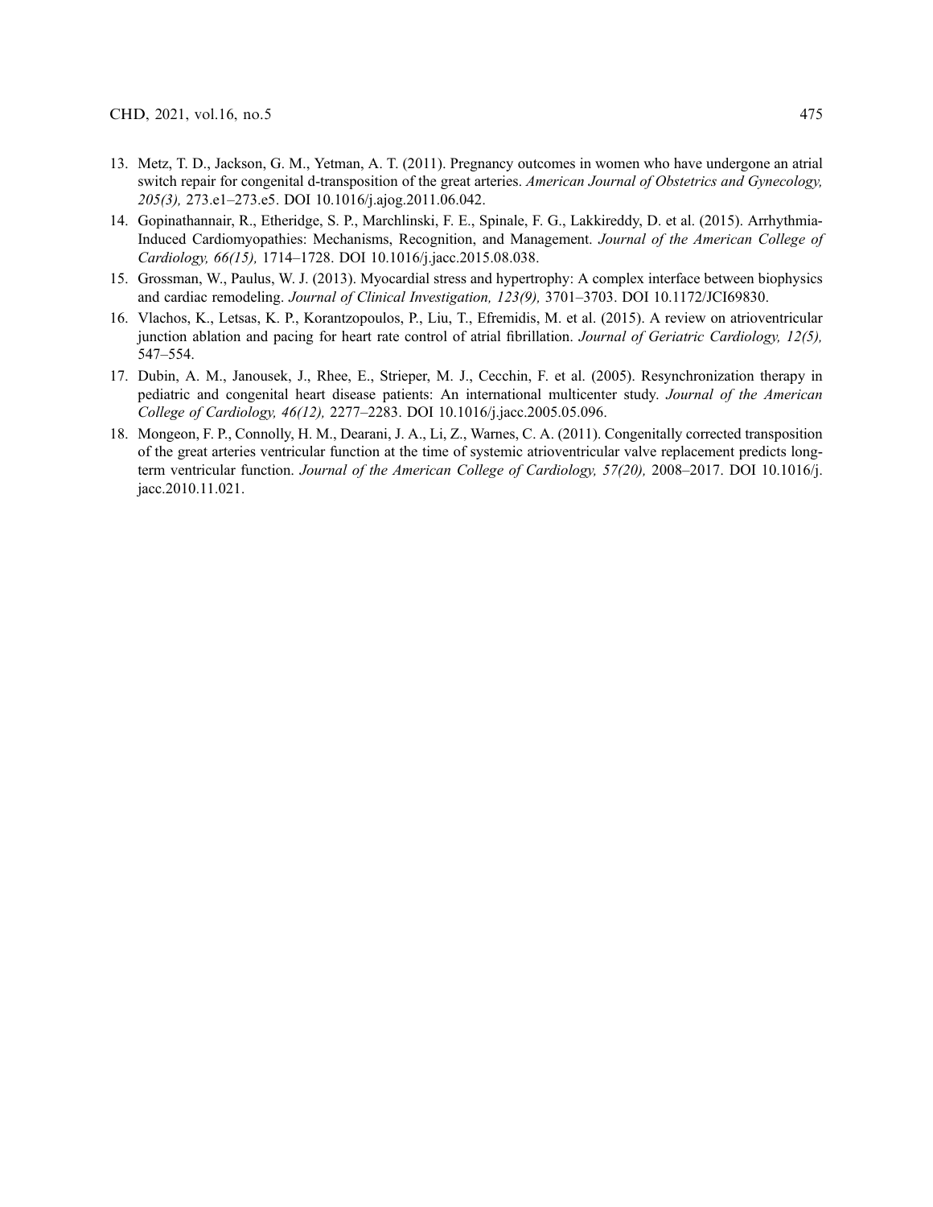13. Metz, T. D., Jackson, G. M., Yetman, A. T. (2011). Pregnancy outcomes in women who have undergone an atrial switch repair for congenital d-transposition of the great arteries. *American Journal of Obstetrics and Gynecology, 205(3),* 273.e1–273.e5. DOI 10.1016/j.ajog.2011.06.042.
14. Gopinathannair, R., Etheridge, S. P., Marchlinski, F. E., Spinale, F. G., Lakkireddy, D. et al. (2015). Arrhythmia-Induced Cardiomyopathies: Mechanisms, Recognition, and Management. *Journal of the American College of Cardiology, 66(15),* 1714–1728. DOI 10.1016/j.jacc.2015.08.038.
15. Grossman, W., Paulus, W. J. (2013). Myocardial stress and hypertrophy: A complex interface between biophysics and cardiac remodeling. *Journal of Clinical Investigation, 123(9),* 3701–3703. DOI 10.1172/JCI69830.
16. Vlachos, K., Letsas, K. P., Korantzopoulos, P., Liu, T., Efremidis, M. et al. (2015). A review on atrioventricular junction ablation and pacing for heart rate control of atrial fibrillation. *Journal of Geriatric Cardiology, 12(5),* 547–554.
17. Dubin, A. M., Janousek, J., Rhee, E., Strieper, M. J., Cecchin, F. et al. (2005). Resynchronization therapy in pediatric and congenital heart disease patients: An international multicenter study. *Journal of the American College of Cardiology, 46(12),* 2277–2283. DOI 10.1016/j.jacc.2005.05.096.
18. Mongeon, F. P., Connolly, H. M., Dearani, J. A., Li, Z., Warnes, C. A. (2011). Congenitally corrected transposition of the great arteries ventricular function at the time of systemic atrioventricular valve replacement predicts long-term ventricular function. *Journal of the American College of Cardiology, 57(20),* 2008–2017. DOI 10.1016/j.jacc.2010.11.021.